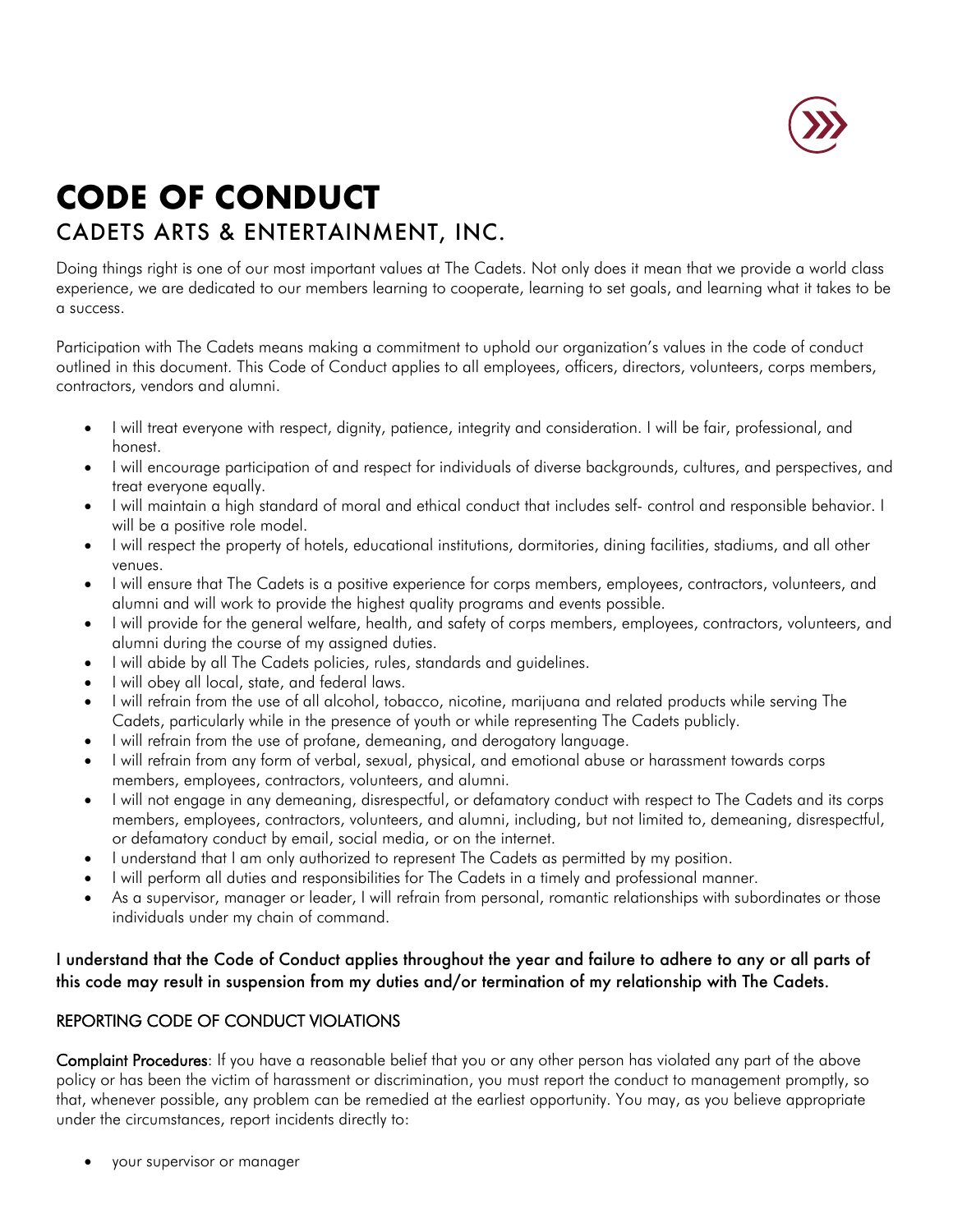# CODE OF CONDUCT

## CADETS ARTS & ENTERTAINMENT, INC.

Doing things right is one of our most important values at The Cadets. Not only does it mean that we provide a world class experience, we are dedicated to our members learning to cooperate, learning to set goals, and learning what it takes to be a success.

Participation with The Cadets means making a commitment to uphold our organization's values in the code of conduct outlined in this document. This Code of Conduct applies to all employees, officers, directors, volunteers, corps members, contractors, vendors and alumni.

- I will treat everyone with respect, dignity, patience, integrity and consideration. I will be fair, professional, and honest.
- I will encourage participation of and respect for individuals of diverse backgrounds, cultures, and perspectives, and treat everyone equally.
- I will maintain a high standard of moral and ethical conduct that includes self- control and responsible behavior. I will be a positive role model.
- I will respect the property of hotels, educational institutions, dormitories, dining facilities, stadiums, and all other venues.
- I will ensure that The Cadets is a positive experience for corps members, employees, contractors, volunteers, and alumni and will work to provide the highest quality programs and events possible.
- I will provide for the general welfare, health, and safety of corps members, employees, contractors, volunteers, and alumni during the course of my assigned duties.
- I will abide by all The Cadets policies, rules, standards and guidelines.
- I will obey all local, state, and federal laws.
- I will refrain from the use of all alcohol, tobacco, nicotine, marijuana and related products while serving The Cadets, particularly while in the presence of youth or while representing The Cadets publicly.
- I will refrain from the use of profane, demeaning, and derogatory language.
- I will refrain from any form of verbal, sexual, physical, and emotional abuse or harassment towards corps members, employees, contractors, volunteers, and alumni.
- I will not engage in any demeaning, disrespectful, or defamatory conduct with respect to The Cadets and its corps members, employees, contractors, volunteers, and alumni, including, but not limited to, demeaning, disrespectful, or defamatory conduct by email, social media, or on the internet.
- I understand that I am only authorized to represent The Cadets as permitted by my position.
- I will perform all duties and responsibilities for The Cadets in a timely and professional manner.
- As a supervisor, manager or leader, I will refrain from personal, romantic relationships with subordinates or those individuals under my chain of command.

**I understand that the Code of Conduct applies throughout the year and failure to adhere to any or all parts of this code may result in suspension from my duties and/or termination of my relationship with The Cadets.**

### REPORTING CODE OF CONDUCT VIOLATIONS

**Complaint Procedures**: If you have a reasonable belief that you or any other person has violated any part of the above policy or has been the victim of harassment or discrimination, you must report the conduct to management promptly, so that, whenever possible, any problem can be remedied at the earliest opportunity. You may, as you believe appropriate under the circumstances, report incidents directly to:

- your supervisor or manager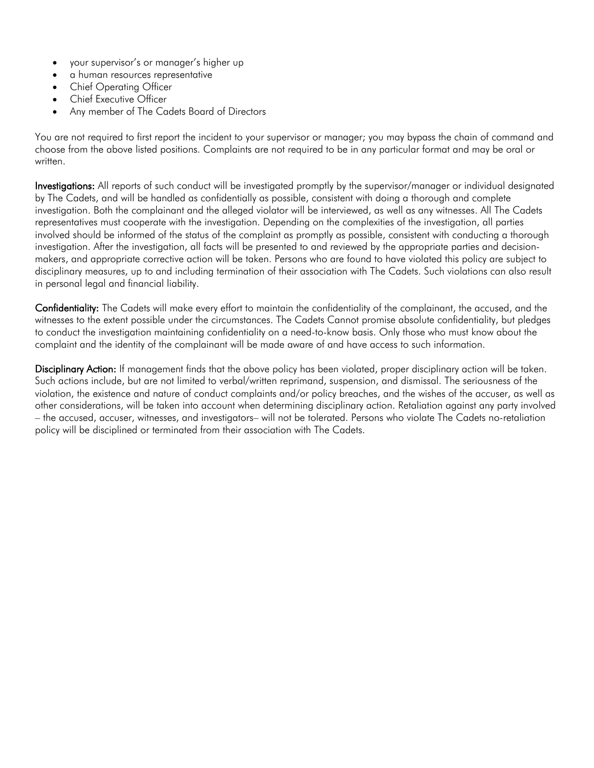- your supervisor's or manager's higher up
- a human resources representative
- Chief Operating Officer
- Chief Executive Officer
- Any member of The Cadets Board of Directors

You are not required to first report the incident to your supervisor or manager; you may bypass the chain of command and choose from the above listed positions. Complaints are not required to be in any particular format and may be oral or written.

**Investigations:** All reports of such conduct will be investigated promptly by the supervisor/manager or individual designated by The Cadets, and will be handled as confidentially as possible, consistent with doing a thorough and complete investigation. Both the complainant and the alleged violator will be interviewed, as well as any witnesses. All The Cadets representatives must cooperate with the investigation. Depending on the complexities of the investigation, all parties involved should be informed of the status of the complaint as promptly as possible, consistent with conducting a thorough investigation. After the investigation, all facts will be presented to and reviewed by the appropriate parties and decision-makers, and appropriate corrective action will be taken. Persons who are found to have violated this policy are subject to disciplinary measures, up to and including termination of their association with The Cadets. Such violations can also result in personal legal and financial liability.

**Confidentiality:** The Cadets will make every effort to maintain the confidentiality of the complainant, the accused, and the witnesses to the extent possible under the circumstances. The Cadets Cannot promise absolute confidentiality, but pledges to conduct the investigation maintaining confidentiality on a need-to-know basis. Only those who must know about the complaint and the identity of the complainant will be made aware of and have access to such information.

**Disciplinary Action:** If management finds that the above policy has been violated, proper disciplinary action will be taken. Such actions include, but are not limited to verbal/written reprimand, suspension, and dismissal. The seriousness of the violation, the existence and nature of conduct complaints and/or policy breaches, and the wishes of the accuser, as well as other considerations, will be taken into account when determining disciplinary action. Retaliation against any party involved – the accused, accuser, witnesses, and investigators– will not be tolerated. Persons who violate The Cadets no-retaliation policy will be disciplined or terminated from their association with The Cadets.